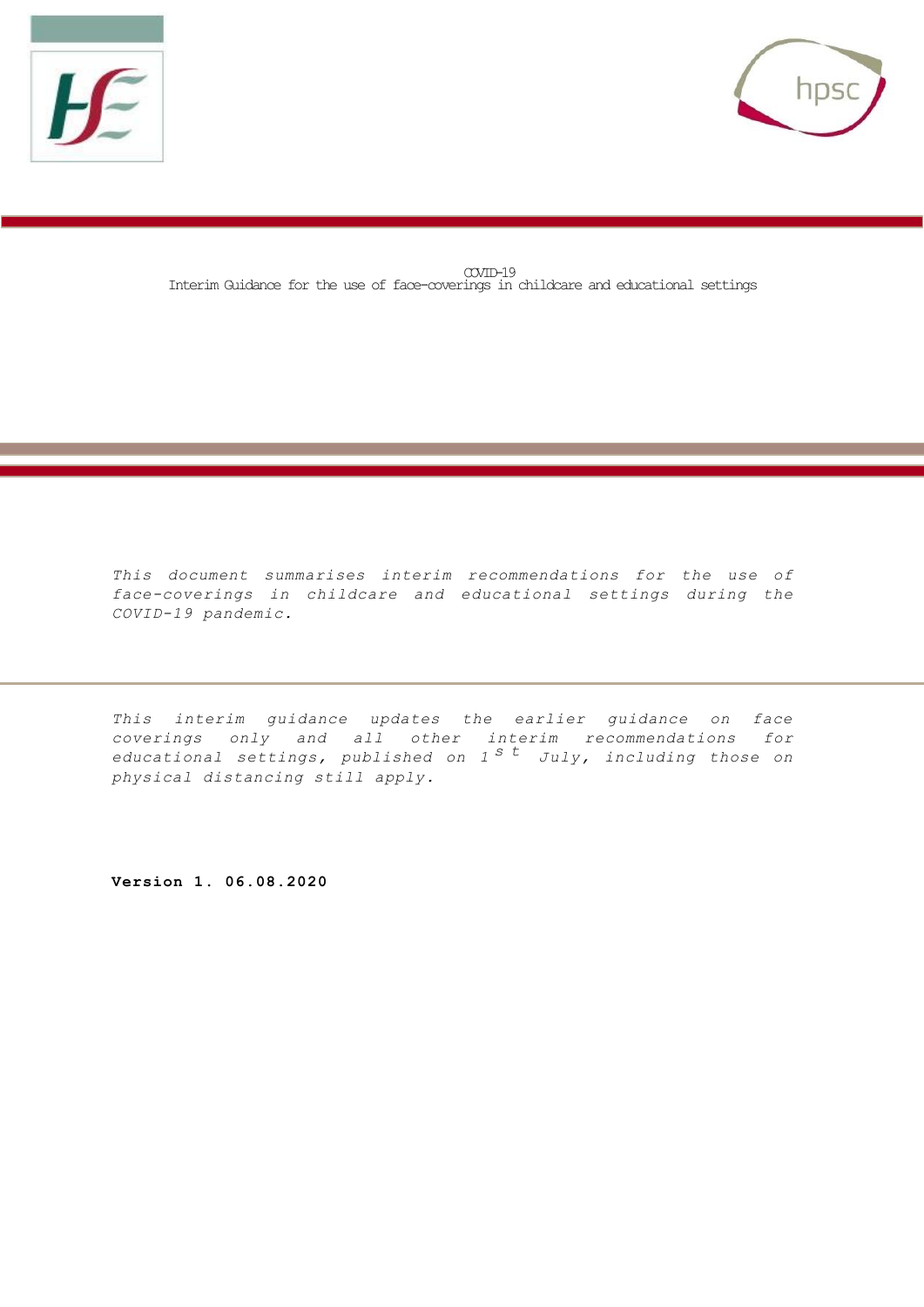# COVID-19
## Interim Guidance for the use of face-coverings in childcare and educational settings

*This document summarises interim recommendations for the use of face-coverings in childcare and educational settings during the COVID-19 pandemic.*

*This interim guidance updates the earlier guidance on face coverings only and all other interim recommendations for educational settings, published on 1st July, including those on physical distancing still apply.*

**Version 1. 06.08.2020**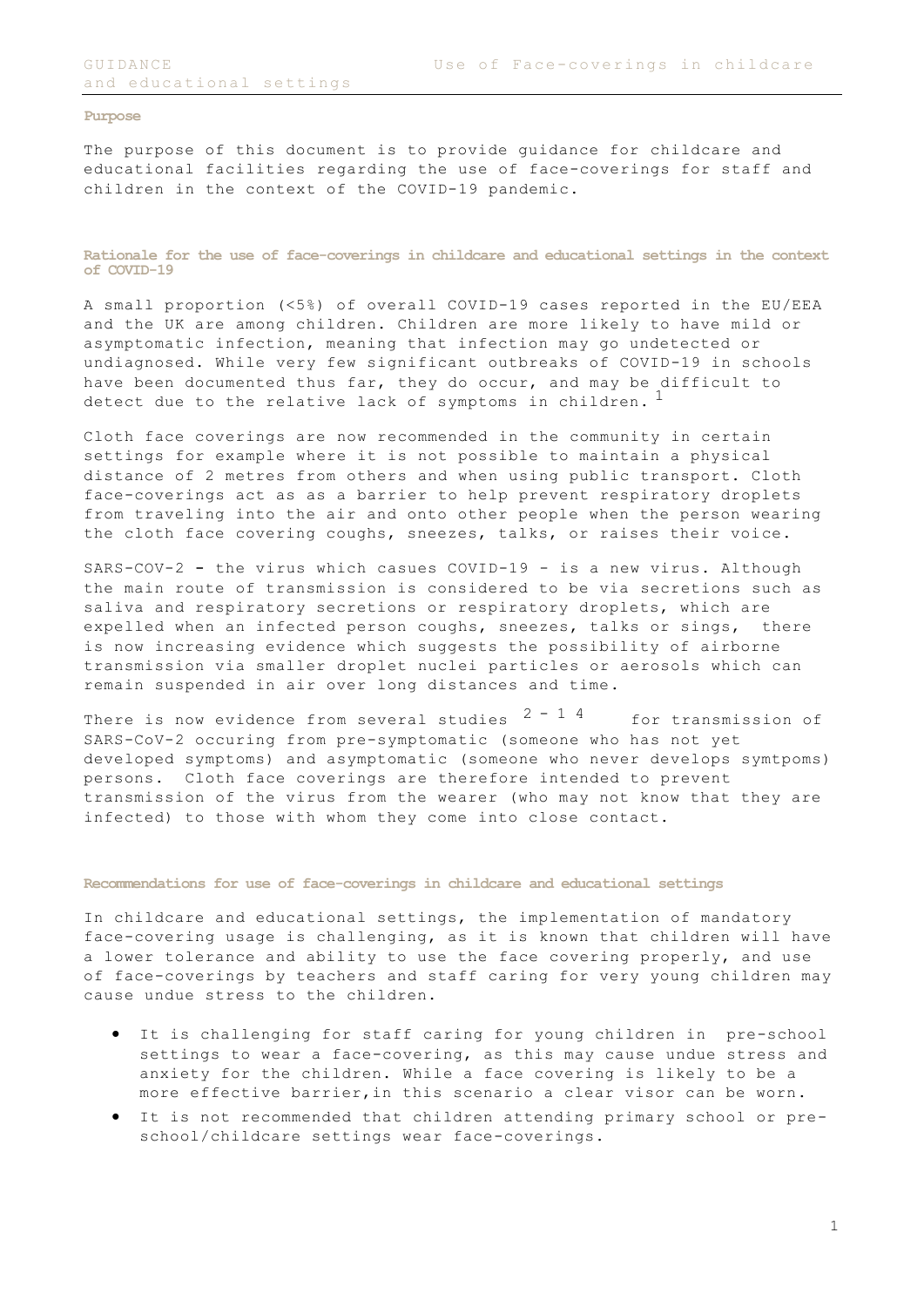## Purpose

The purpose of this document is to provide guidance for childcare and educational facilities regarding the use of face-coverings for staff and children in the context of the COVID-19 pandemic.

## Rationale for the use of face-coverings in childcare and educational settings in the context of COVID-19

A small proportion (<5%) of overall COVID-19 cases reported in the EU/EEA and the UK are among children. Children are more likely to have mild or asymptomatic infection, meaning that infection may go undetected or undiagnosed. While very few significant outbreaks of COVID-19 in schools have been documented thus far, they do occur, and may be difficult to detect due to the relative lack of symptoms in children. [1]

Cloth face coverings are now recommended in the community in certain settings for example where it is not possible to maintain a physical distance of 2 metres from others and when using public transport. Cloth face-coverings act as as a barrier to help prevent respiratory droplets from traveling into the air and onto other people when the person wearing the cloth face covering coughs, sneezes, talks, or raises their voice.

SARS-COV-2 - the virus which casues COVID-19 - is a new virus. Although the main route of transmission is considered to be via secretions such as saliva and respiratory secretions or respiratory droplets, which are expelled when an infected person coughs, sneezes, talks or sings, there is now increasing evidence which suggests the possibility of airborne transmission via smaller droplet nuclei particles or aerosols which can remain suspended in air over long distances and time.

There is now evidence from several studies [2-14] for transmission of SARS-CoV-2 occuring from pre-symptomatic (someone who has not yet developed symptoms) and asymptomatic (someone who never develops symtpoms) persons. Cloth face coverings are therefore intended to prevent transmission of the virus from the wearer (who may not know that they are infected) to those with whom they come into close contact.

## Recommendations for use of face-coverings in childcare and educational settings

In childcare and educational settings, the implementation of mandatory face-covering usage is challenging, as it is known that children will have a lower tolerance and ability to use the face covering properly, and use of face-coverings by teachers and staff caring for very young children may cause undue stress to the children.

- It is challenging for staff caring for young children in pre-school settings to wear a face-covering, as this may cause undue stress and anxiety for the children. While a face covering is likely to be a more effective barrier,in this scenario a clear visor can be worn.
- It is not recommended that children attending primary school or pre-school/childcare settings wear face-coverings.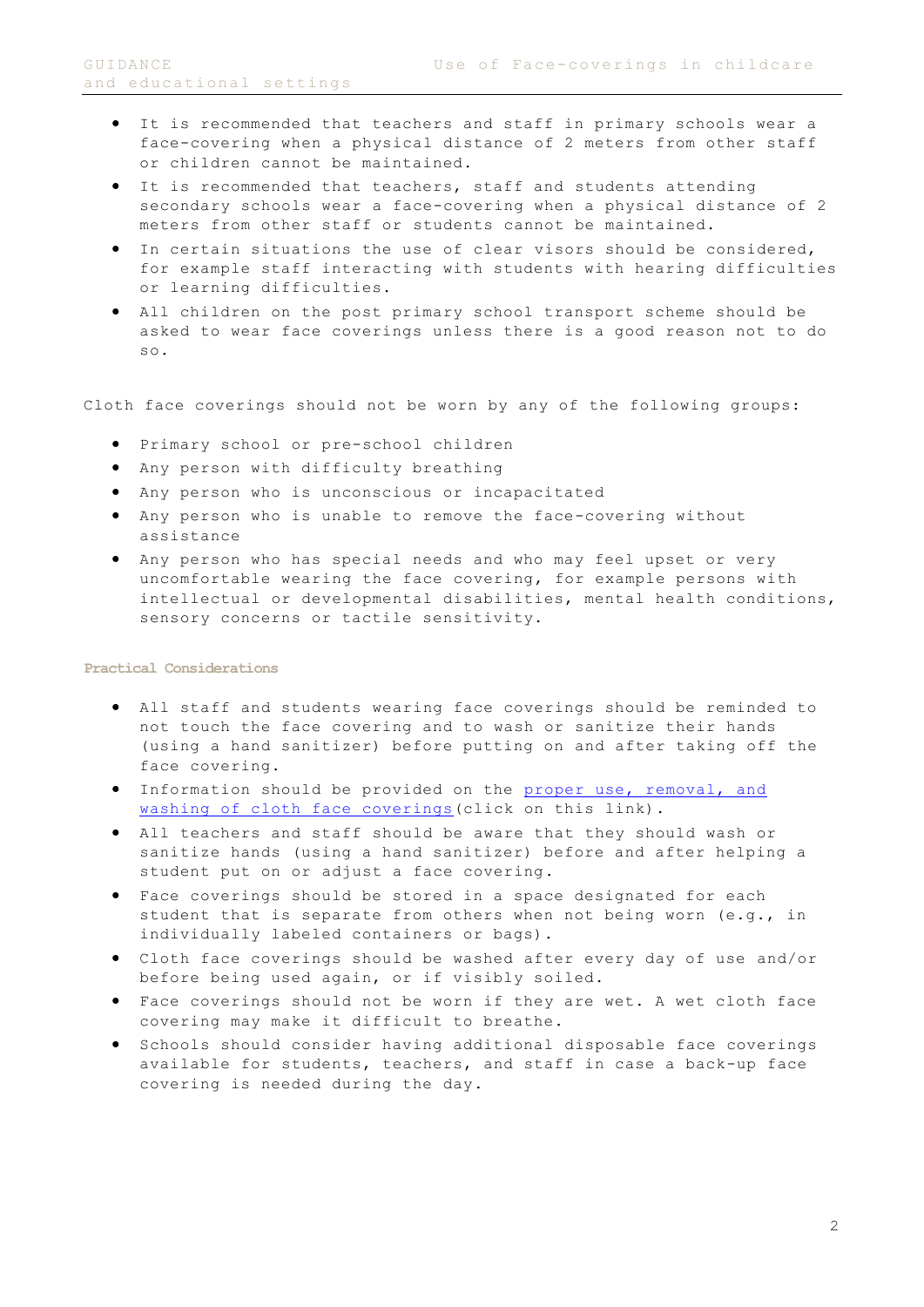- It is recommended that teachers and staff in primary schools wear a face-covering when a physical distance of 2 meters from other staff or children cannot be maintained.
- It is recommended that teachers, staff and students attending secondary schools wear a face-covering when a physical distance of 2 meters from other staff or students cannot be maintained.
- In certain situations the use of clear visors should be considered, for example staff interacting with students with hearing difficulties or learning difficulties.
- All children on the post primary school transport scheme should be asked to wear face coverings unless there is a good reason not to do so.

Cloth face coverings should not be worn by any of the following groups:

- Primary school or pre-school children
- Any person with difficulty breathing
- Any person who is unconscious or incapacitated
- Any person who is unable to remove the face-covering without assistance
- Any person who has special needs and who may feel upset or very uncomfortable wearing the face covering, for example persons with intellectual or developmental disabilities, mental health conditions, sensory concerns or tactile sensitivity.

**Practical Considerations**

- All staff and students wearing face coverings should be reminded to not touch the face covering and to wash or sanitize their hands (using a hand sanitizer) before putting on and after taking off the face covering.
- Information should be provided on the [proper use, removal, and washing of cloth face coverings](click on this link).
- All teachers and staff should be aware that they should wash or sanitize hands (using a hand sanitizer) before and after helping a student put on or adjust a face covering.
- Face coverings should be stored in a space designated for each student that is separate from others when not being worn (e.g., in individually labeled containers or bags).
- Cloth face coverings should be washed after every day of use and/or before being used again, or if visibly soiled.
- Face coverings should not be worn if they are wet. A wet cloth face covering may make it difficult to breathe.
- Schools should consider having additional disposable face coverings available for students, teachers, and staff in case a back-up face covering is needed during the day.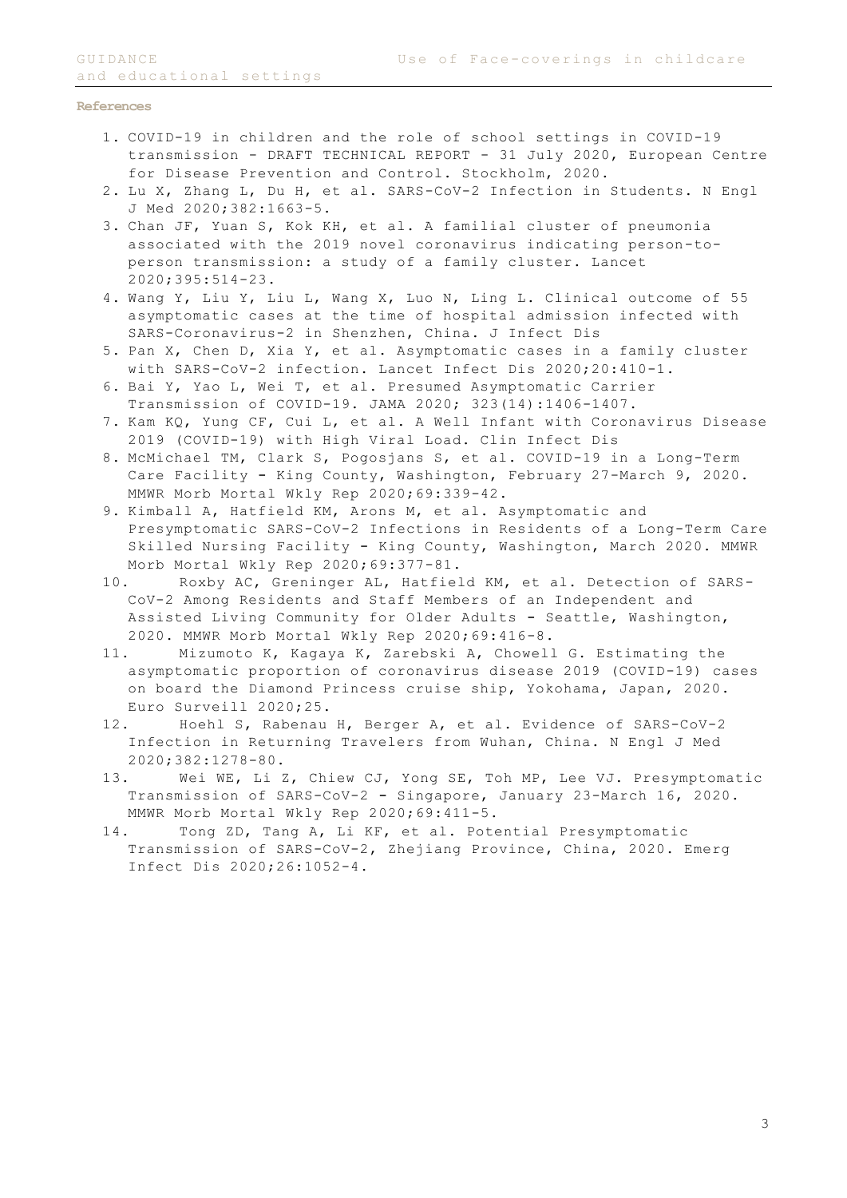**References**

1. COVID-19 in children and the role of school settings in COVID-19 transmission - DRAFT TECHNICAL REPORT - 31 July 2020, European Centre for Disease Prevention and Control. Stockholm, 2020.
2. Lu X, Zhang L, Du H, et al. SARS-CoV-2 Infection in Students. N Engl J Med 2020;382:1663-5.
3. Chan JF, Yuan S, Kok KH, et al. A familial cluster of pneumonia associated with the 2019 novel coronavirus indicating person-to-person transmission: a study of a family cluster. Lancet 2020;395:514-23.
4. Wang Y, Liu Y, Liu L, Wang X, Luo N, Ling L. Clinical outcome of 55 asymptomatic cases at the time of hospital admission infected with SARS-Coronavirus-2 in Shenzhen, China. J Infect Dis
5. Pan X, Chen D, Xia Y, et al. Asymptomatic cases in a family cluster with SARS-CoV-2 infection. Lancet Infect Dis 2020;20:410-1.
6. Bai Y, Yao L, Wei T, et al. Presumed Asymptomatic Carrier Transmission of COVID-19. JAMA 2020; 323(14):1406-1407.
7. Kam KQ, Yung CF, Cui L, et al. A Well Infant with Coronavirus Disease 2019 (COVID-19) with High Viral Load. Clin Infect Dis
8. McMichael TM, Clark S, Pogosjans S, et al. COVID-19 in a Long-Term Care Facility - King County, Washington, February 27-March 9, 2020. MMWR Morb Mortal Wkly Rep 2020;69:339-42.
9. Kimball A, Hatfield KM, Arons M, et al. Asymptomatic and Presymptomatic SARS-CoV-2 Infections in Residents of a Long-Term Care Skilled Nursing Facility - King County, Washington, March 2020. MMWR Morb Mortal Wkly Rep 2020;69:377-81.
10. Roxby AC, Greninger AL, Hatfield KM, et al. Detection of SARS-CoV-2 Among Residents and Staff Members of an Independent and Assisted Living Community for Older Adults - Seattle, Washington, 2020. MMWR Morb Mortal Wkly Rep 2020;69:416-8.
11. Mizumoto K, Kagaya K, Zarebski A, Chowell G. Estimating the asymptomatic proportion of coronavirus disease 2019 (COVID-19) cases on board the Diamond Princess cruise ship, Yokohama, Japan, 2020. Euro Surveill 2020;25.
12. Hoehl S, Rabenau H, Berger A, et al. Evidence of SARS-CoV-2 Infection in Returning Travelers from Wuhan, China. N Engl J Med 2020;382:1278-80.
13. Wei WE, Li Z, Chiew CJ, Yong SE, Toh MP, Lee VJ. Presymptomatic Transmission of SARS-CoV-2 - Singapore, January 23-March 16, 2020. MMWR Morb Mortal Wkly Rep 2020;69:411-5.
14. Tong ZD, Tang A, Li KF, et al. Potential Presymptomatic Transmission of SARS-CoV-2, Zhejiang Province, China, 2020. Emerg Infect Dis 2020;26:1052-4.